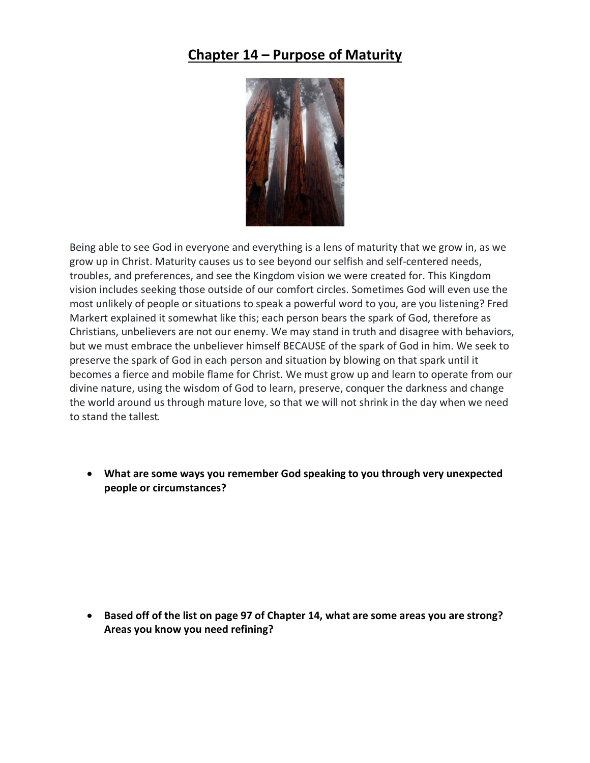# Chapter 14 – Purpose of Maturity

Being able to see God in everyone and everything is a lens of maturity that we grow in, as we grow up in Christ. Maturity causes us to see beyond our selfish and self-centered needs, troubles, and preferences, and see the Kingdom vision we were created for. This Kingdom vision includes seeking those outside of our comfort circles. Sometimes God will even use the most unlikely of people or situations to speak a powerful word to you, are you listening? Fred Markert explained it somewhat like this; each person bears the spark of God, therefore as Christians, unbelievers are not our enemy. We may stand in truth and disagree with behaviors, but we must embrace the unbeliever himself BECAUSE of the spark of God in him. We seek to preserve the spark of God in each person and situation by blowing on that spark until it becomes a fierce and mobile flame for Christ. We must grow up and learn to operate from our divine nature, using the wisdom of God to learn, preserve, conquer the darkness and change the world around us through mature love, so that we will not shrink in the day when we need to stand the tallest.

- **What are some ways you remember God speaking to you through very unexpected people or circumstances?**

- **Based off of the list on page 97 of Chapter 14, what are some areas you are strong? Areas you know you need refining?**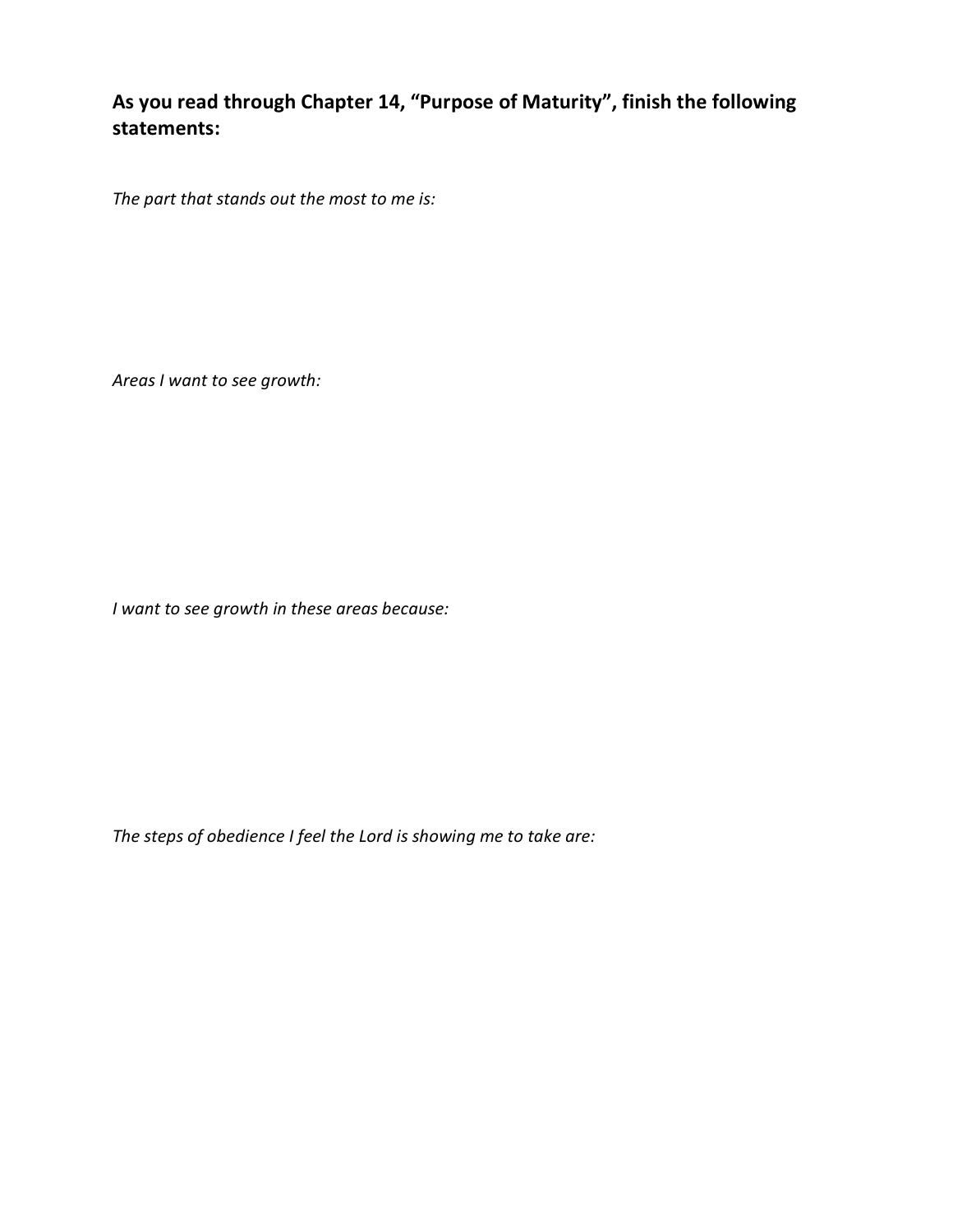**As you read through Chapter 14, “Purpose of Maturity”, finish the following statements:**

*The part that stands out the most to me is:*

*Areas I want to see growth:*

*I want to see growth in these areas because:*

*The steps of obedience I feel the Lord is showing me to take are:*